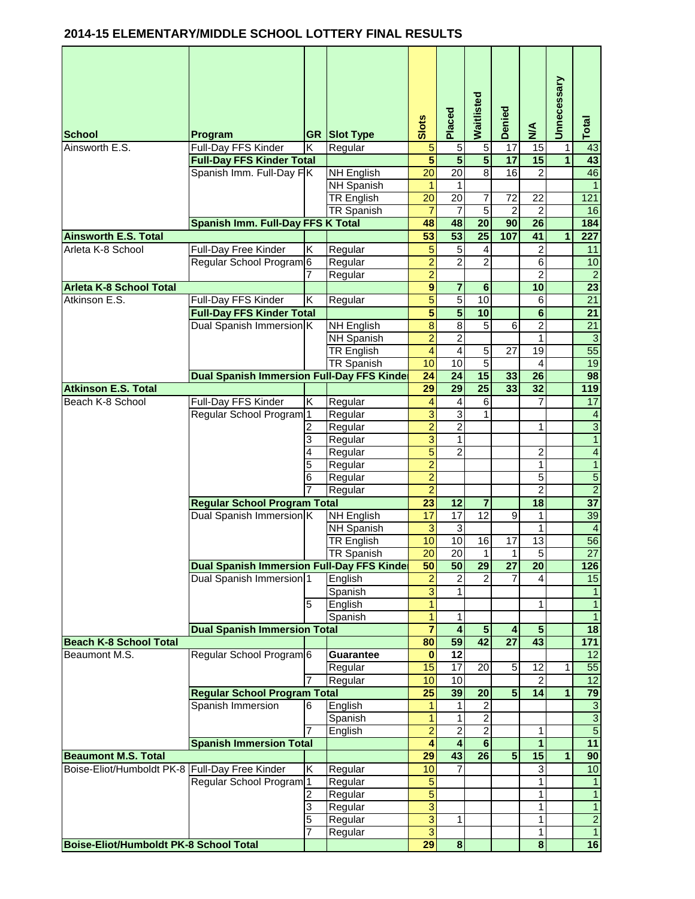## 2014-15 ELEMENTARY/MIDDLE SCHOOL LOTTERY FINAL RESULTS

| School | Program | GR | Slot Type | Slots | Placed | Waitlisted | Denied | N/A | Unnecessary | Total |
|---|---|---|---|---|---|---|---|---|---|---|
| Ainsworth E.S. | Full-Day FFS Kinder | K | Regular | 5 | 5 | 5 | 17 | 15 | 1 | 43 |
| | **Full-Day FFS Kinder Total** | | | **5** | **5** | **5** | **17** | **15** | **1** | **43** |
| | Spanish Imm. Full-Day F | K | NH English | 20 | 20 | 8 | 16 | 2 | | 46 |
| | | | NH Spanish | 1 | 1 | | | | | 1 |
| | | | TR English | 20 | 20 | 7 | 72 | 22 | | 121 |
| | | | TR Spanish | 7 | 7 | 5 | 2 | 2 | | 16 |
| | **Spanish Imm. Full-Day FFS K Total** | | | **48** | **48** | **20** | **90** | **26** | | **184** |
| **Ainsworth E.S. Total** | | | | **53** | **53** | **25** | **107** | **41** | **1** | **227** |
| Arleta K-8 School | Full-Day Free Kinder | K | Regular | 5 | 5 | 4 | | 2 | | 11 |
| | Regular School Program | 6 | Regular | 2 | 2 | 2 | | 6 | | 10 |
| | | 7 | Regular | 2 | | | | 2 | | 2 |
| **Arleta K-8 School Total** | | | | **9** | **7** | **6** | | **10** | | **23** |
| Atkinson E.S. | Full-Day FFS Kinder | K | Regular | 5 | 5 | 10 | | 6 | | 21 |
| | **Full-Day FFS Kinder Total** | | | **5** | **5** | **10** | | **6** | | **21** |
| | Dual Spanish Immersion | K | NH English | 8 | 8 | 5 | 6 | 2 | | 21 |
| | | | NH Spanish | 2 | 2 | | | 1 | | 3 |
| | | | TR English | 4 | 4 | 5 | 27 | 19 | | 55 |
| | | | TR Spanish | 10 | 10 | 5 | | 4 | | 19 |
| | **Dual Spanish Immersion Full-Day FFS Kinde** | | | **24** | **24** | **15** | **33** | **26** | | **98** |
| **Atkinson E.S. Total** | | | | **29** | **29** | **25** | **33** | **32** | | **119** |
| Beach K-8 School | Full-Day FFS Kinder | K | Regular | 4 | 4 | 6 | | 7 | | 17 |
| | Regular School Program | 1 | Regular | 3 | 3 | 1 | | | | 4 |
| | | 2 | Regular | 2 | 2 | | | 1 | | 3 |
| | | 3 | Regular | 3 | 1 | | | | | 1 |
| | | 4 | Regular | 5 | 2 | | | 2 | | 4 |
| | | 5 | Regular | 2 | | | | 1 | | 1 |
| | | 6 | Regular | 2 | | | | 5 | | 5 |
| | | 7 | Regular | 2 | | | | 2 | | 2 |
| | **Regular School Program Total** | | | **23** | **12** | **7** | | **18** | | **37** |
| | Dual Spanish Immersion | K | NH English | 17 | 17 | 12 | 9 | 1 | | 39 |
| | | | NH Spanish | 3 | 3 | | | 1 | | 4 |
| | | | TR English | 10 | 10 | 16 | 17 | 13 | | 56 |
| | | | TR Spanish | 20 | 20 | 1 | 1 | 5 | | 27 |
| | **Dual Spanish Immersion Full-Day FFS Kinde** | | | **50** | **50** | **29** | **27** | **20** | | **126** |
| | Dual Spanish Immersion | 1 | English | 2 | 2 | 2 | 7 | 4 | | 15 |
| | | | Spanish | 3 | 1 | | | | | 1 |
| | | 5 | English | 1 | | | | 1 | | 1 |
| | | | Spanish | 1 | 1 | | | | | 1 |
| | **Dual Spanish Immersion Total** | | | **7** | **4** | **5** | **4** | **5** | | **18** |
| **Beach K-8 School Total** | | | | **80** | **59** | **42** | **27** | **43** | | **171** |
| Beaumont M.S. | Regular School Program | 6 | **Guarantee** | **0** | **12** | | | | | 12 |
| | | | Regular | 15 | 17 | 20 | 5 | 12 | 1 | 55 |
| | | 7 | Regular | 10 | 10 | | | 2 | | 12 |
| | **Regular School Program Total** | | | **25** | **39** | **20** | **5** | **14** | **1** | **79** |
| | Spanish Immersion | 6 | English | 1 | 1 | 2 | | | | 3 |
| | | | Spanish | 1 | 1 | 2 | | | | 3 |
| | | 7 | English | 2 | 2 | 2 | | 1 | | 5 |
| | **Spanish Immersion Total** | | | **4** | **4** | **6** | | **1** | | **11** |
| **Beaumont M.S. Total** | | | | **29** | **43** | **26** | **5** | **15** | **1** | **90** |
| Boise-Eliot/Humboldt PK-8 | Full-Day Free Kinder | K | Regular | 10 | 7 | | | 3 | | 10 |
| | Regular School Program | 1 | Regular | 5 | | | | 1 | | 1 |
| | | 2 | Regular | 5 | | | | 1 | | 1 |
| | | 3 | Regular | 3 | | | | 1 | | 1 |
| | | 5 | Regular | 3 | 1 | | | 1 | | 2 |
| | | 7 | Regular | 3 | | | | 1 | | 1 |
| **Boise-Eliot/Humboldt PK-8 School Total** | | | | **29** | **8** | | | **8** | | **16** |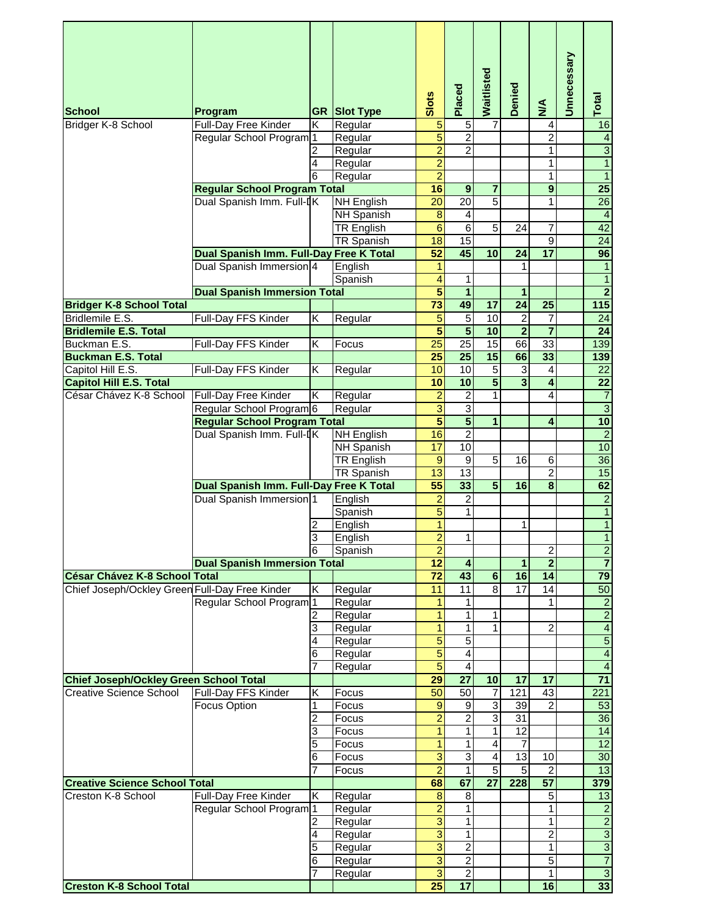| School | Program | GR | Slot Type | Slots | Placed | Waitlisted | Denied | N/A | Unnecessary | Total |
| --- | --- | --- | --- | --- | --- | --- | --- | --- | --- | --- |
| Bridger K-8 School | Full-Day Free Kinder | K | Regular | 5 | 5 | 7 | | 4 | | 16 |
| | Regular School Program | 1 | Regular | 5 | 2 | | | 2 | | 4 |
| | | 2 | Regular | 2 | 2 | | | 1 | | 3 |
| | | 4 | Regular | 2 | | | | 1 | | 1 |
| | | 6 | Regular | 2 | | | | 1 | | 1 |
| | **Regular School Program Total** | | | **16** | **9** | **7** | | **9** | | **25** |
| | Dual Spanish Imm. Full-D | K | NH English | 20 | 20 | 5 | | 1 | | 26 |
| | | | NH Spanish | 8 | 4 | | | | | 4 |
| | | | TR English | 6 | 6 | 5 | 24 | 7 | | 42 |
| | | | TR Spanish | 18 | 15 | | | 9 | | 24 |
| | **Dual Spanish Imm. Full-Day Free K Total** | | | **52** | **45** | **10** | **24** | **17** | | **96** |
| | Dual Spanish Immersion | 4 | English | 1 | | | 1 | | | 1 |
| | | | Spanish | 4 | 1 | | | | | 1 |
| | **Dual Spanish Immersion Total** | | | **5** | **1** | | **1** | | | **2** |
| **Bridger K-8 School Total** | | | | **73** | **49** | **17** | **24** | **25** | | **115** |
| Bridlemile E.S. | Full-Day FFS Kinder | K | Regular | 5 | 5 | 10 | 2 | 7 | | 24 |
| **Bridlemile E.S. Total** | | | | **5** | **5** | **10** | **2** | **7** | | **24** |
| Buckman E.S. | Full-Day FFS Kinder | K | Focus | 25 | 25 | 15 | 66 | 33 | | 139 |
| **Buckman E.S. Total** | | | | **25** | **25** | **15** | **66** | **33** | | **139** |
| Capitol Hill E.S. | Full-Day FFS Kinder | K | Regular | 10 | 10 | 5 | 3 | 4 | | 22 |
| **Capitol Hill E.S. Total** | | | | **10** | **10** | **5** | **3** | **4** | | **22** |
| César Chávez K-8 School | Full-Day Free Kinder | K | Regular | 2 | 2 | 1 | | 4 | | 7 |
| | Regular School Program | 6 | Regular | 3 | 3 | | | | | 3 |
| | **Regular School Program Total** | | | **5** | **5** | **1** | | **4** | | **10** |
| | Dual Spanish Imm. Full-D | K | NH English | 16 | 2 | | | | | 2 |
| | | | NH Spanish | 17 | 10 | | | | | 10 |
| | | | TR English | 9 | 9 | 5 | 16 | 6 | | 36 |
| | | | TR Spanish | 13 | 13 | | | 2 | | 15 |
| | **Dual Spanish Imm. Full-Day Free K Total** | | | **55** | **33** | **5** | **16** | **8** | | **62** |
| | Dual Spanish Immersion | 1 | English | 2 | 2 | | | | | 2 |
| | | | Spanish | 5 | 1 | | | | | 1 |
| | | 2 | English | 1 | | | 1 | | | 1 |
| | | 3 | English | 2 | 1 | | | | | 1 |
| | | 6 | Spanish | 2 | | | | 2 | | 2 |
| | **Dual Spanish Immersion Total** | | | **12** | **4** | | **1** | **2** | | **7** |
| **César Chávez K-8 School Total** | | | | **72** | **43** | **6** | **16** | **14** | | **79** |
| Chief Joseph/Ockley Green | Full-Day Free Kinder | K | Regular | 11 | 11 | 8 | 17 | 14 | | 50 |
| | Regular School Program | 1 | Regular | 1 | 1 | | | 1 | | 2 |
| | | 2 | Regular | 1 | 1 | 1 | | | | 2 |
| | | 3 | Regular | 1 | 1 | 1 | | 2 | | 4 |
| | | 4 | Regular | 5 | 5 | | | | | 5 |
| | | 6 | Regular | 5 | 4 | | | | | 4 |
| | | 7 | Regular | 5 | 4 | | | | | 4 |
| **Chief Joseph/Ockley Green School Total** | | | | **29** | **27** | **10** | **17** | **17** | | **71** |
| Creative Science School | Full-Day FFS Kinder | K | Focus | 50 | 50 | 7 | 121 | 43 | | 221 |
| | Focus Option | 1 | Focus | 9 | 9 | 3 | 39 | 2 | | 53 |
| | | 2 | Focus | 2 | 2 | 3 | 31 | | | 36 |
| | | 3 | Focus | 1 | 1 | 1 | 12 | | | 14 |
| | | 5 | Focus | 1 | 1 | 4 | 7 | | | 12 |
| | | 6 | Focus | 3 | 3 | 4 | 13 | 10 | | 30 |
| | | 7 | Focus | 2 | 1 | 5 | 5 | 2 | | 13 |
| **Creative Science School Total** | | | | **68** | **67** | **27** | **228** | **57** | | **379** |
| Creston K-8 School | Full-Day Free Kinder | K | Regular | 8 | 8 | | | 5 | | 13 |
| | Regular School Program | 1 | Regular | 2 | 1 | | | 1 | | 2 |
| | | 2 | Regular | 3 | 1 | | | 1 | | 2 |
| | | 4 | Regular | 3 | 1 | | | 2 | | 3 |
| | | 5 | Regular | 3 | 2 | | | 1 | | 3 |
| | | 6 | Regular | 3 | 2 | | | 5 | | 7 |
| | | 7 | Regular | 3 | 2 | | | 1 | | 3 |
| **Creston K-8 School Total** | | | | **25** | **17** | | | **16** | | **33** |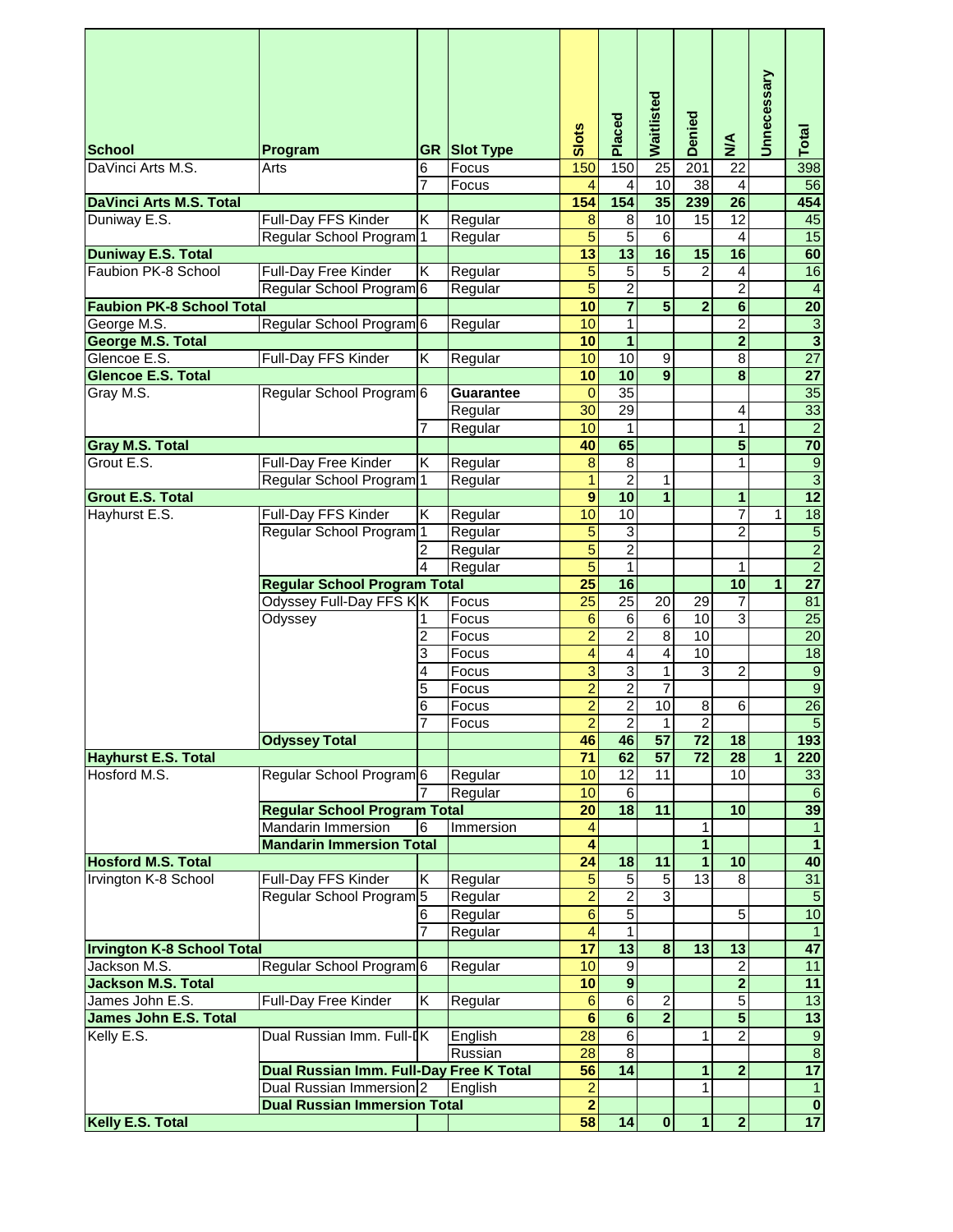| School | Program | GR | Slot Type | Slots | Placed | Waitlisted | Denied | N/A | Unnecessary | Total |
|---|---|---|---|---|---|---|---|---|---|---|
| DaVinci Arts M.S. | Arts | 6 | Focus | 150 | 150 | 25 | 201 | 22 | | 398 |
| | | 7 | Focus | 4 | 4 | 10 | 38 | 4 | | 56 |
| **DaVinci Arts M.S. Total** | | | | **154** | **154** | **35** | **239** | **26** | | **454** |
| Duniway E.S. | Full-Day FFS Kinder | K | Regular | 8 | 8 | 10 | 15 | 12 | | 45 |
| | Regular School Program | 1 | Regular | 5 | 5 | 6 | | 4 | | 15 |
| **Duniway E.S. Total** | | | | **13** | **13** | **16** | **15** | **16** | | **60** |
| Faubion PK-8 School | Full-Day Free Kinder | K | Regular | 5 | 5 | 5 | 2 | 4 | | 16 |
| | Regular School Program | 6 | Regular | 5 | 2 | | | 2 | | 4 |
| **Faubion PK-8 School Total** | | | | **10** | **7** | **5** | **2** | **6** | | **20** |
| George M.S. | Regular School Program | 6 | Regular | 10 | 1 | | | 2 | | 3 |
| **George M.S. Total** | | | | **10** | **1** | | | **2** | | **3** |
| Glencoe E.S. | Full-Day FFS Kinder | K | Regular | 10 | 10 | 9 | | 8 | | 27 |
| **Glencoe E.S. Total** | | | | **10** | **10** | **9** | | **8** | | **27** |
| Gray M.S. | Regular School Program | 6 | **Guarantee** | 0 | 35 | | | | | 35 |
| | | | Regular | 30 | 29 | | | 4 | | 33 |
| | | 7 | Regular | 10 | 1 | | | 1 | | 2 |
| **Gray M.S. Total** | | | | **40** | **65** | | | **5** | | **70** |
| Grout E.S. | Full-Day Free Kinder | K | Regular | 8 | 8 | | | 1 | | 9 |
| | Regular School Program | 1 | Regular | 1 | 2 | 1 | | | | 3 |
| **Grout E.S. Total** | | | | **9** | **10** | **1** | | **1** | | **12** |
| Hayhurst E.S. | Full-Day FFS Kinder | K | Regular | 10 | 10 | | | 7 | 1 | 18 |
| | Regular School Program | 1 | Regular | 5 | 3 | | | 2 | | 5 |
| | | 2 | Regular | 5 | 2 | | | | | 2 |
| | | 4 | Regular | 5 | 1 | | | 1 | | 2 |
| | **Regular School Program Total** | | | **25** | **16** | | | **10** | **1** | **27** |
| | Odyssey Full-Day FFS K | K | Focus | 25 | 25 | 20 | 29 | 7 | | 81 |
| | Odyssey | 1 | Focus | 6 | 6 | 6 | 10 | 3 | | 25 |
| | | 2 | Focus | 2 | 2 | 8 | 10 | | | 20 |
| | | 3 | Focus | 4 | 4 | 4 | 10 | | | 18 |
| | | 4 | Focus | 3 | 3 | 1 | 3 | 2 | | 9 |
| | | 5 | Focus | 2 | 2 | 7 | | | | 9 |
| | | 6 | Focus | 2 | 2 | 10 | 8 | 6 | | 26 |
| | | 7 | Focus | 2 | 2 | 1 | 2 | | | 5 |
| | **Odyssey Total** | | | **46** | **46** | **57** | **72** | **18** | | **193** |
| **Hayhurst E.S. Total** | | | | **71** | **62** | **57** | **72** | **28** | **1** | **220** |
| Hosford M.S. | Regular School Program | 6 | Regular | 10 | 12 | 11 | | 10 | | 33 |
| | | 7 | Regular | 10 | 6 | | | | | 6 |
| | **Regular School Program Total** | | | **20** | **18** | **11** | | **10** | | **39** |
| | Mandarin Immersion | 6 | Immersion | 4 | | | 1 | | | 1 |
| | **Mandarin Immersion Total** | | | **4** | | | **1** | | | **1** |
| **Hosford M.S. Total** | | | | **24** | **18** | **11** | **1** | **10** | | **40** |
| Irvington K-8 School | Full-Day FFS Kinder | K | Regular | 5 | 5 | 5 | 13 | 8 | | 31 |
| | Regular School Program | 5 | Regular | 2 | 2 | 3 | | | | 5 |
| | | 6 | Regular | 6 | 5 | | | 5 | | 10 |
| | | 7 | Regular | 4 | 1 | | | | | 1 |
| **Irvington K-8 School Total** | | | | **17** | **13** | **8** | **13** | **13** | | **47** |
| Jackson M.S. | Regular School Program | 6 | Regular | 10 | 9 | | | 2 | | 11 |
| **Jackson M.S. Total** | | | | **10** | **9** | | | **2** | | **11** |
| James John E.S. | Full-Day Free Kinder | K | Regular | 6 | 6 | 2 | | 5 | | 13 |
| **James John E.S. Total** | | | | **6** | **6** | **2** | | **5** | | **13** |
| Kelly E.S. | Dual Russian Imm. Full-D | K | English | 28 | 6 | | 1 | 2 | | 9 |
| | | | Russian | 28 | 8 | | | | | 8 |
| | **Dual Russian Imm. Full-Day Free K Total** | | | **56** | **14** | | **1** | **2** | | **17** |
| | Dual Russian Immersion | 2 | English | 2 | | | 1 | | | 1 |
| | **Dual Russian Immersion Total** | | | **2** | | | | | | **0** |
| **Kelly E.S. Total** | | | | **58** | **14** | **0** | **1** | **2** | | **17** |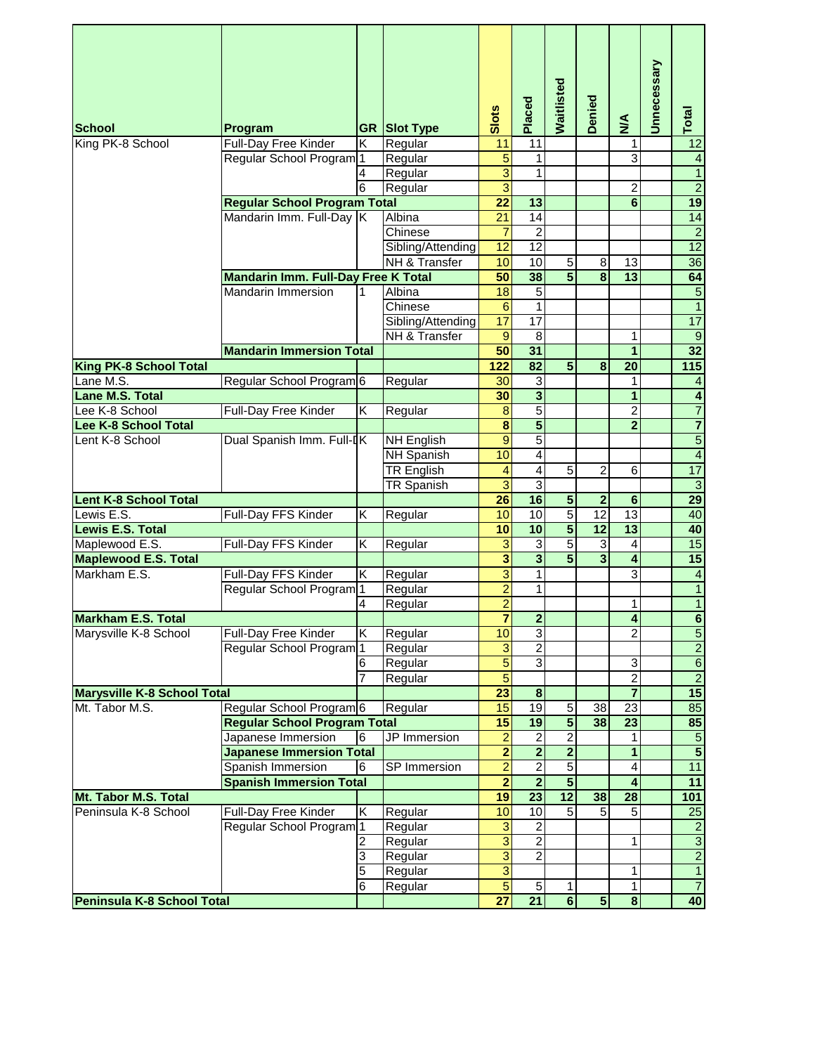| School | Program | GR | Slot Type | Slots | Placed | Waitlisted | Denied | N/A | Unnecessary | Total |
|---|---|---|---|---|---|---|---|---|---|---|
| King PK-8 School | Full-Day Free Kinder | K | Regular | 11 | 11 | | | 1 | | 12 |
| | Regular School Program | 1 | Regular | 5 | 1 | | | 3 | | 4 |
| | | 4 | Regular | 3 | 1 | | | | | 1 |
| | | 6 | Regular | 3 | | | | 2 | | 2 |
| | **Regular School Program Total** | | | **22** | **13** | | | **6** | | **19** |
| | Mandarin Imm. Full-Day | K | Albina | 21 | 14 | | | | | 14 |
| | | | Chinese | 7 | 2 | | | | | 2 |
| | | | Sibling/Attending | 12 | 12 | | | | | 12 |
| | | | NH & Transfer | 10 | 10 | 5 | 8 | 13 | | 36 |
| | **Mandarin Imm. Full-Day Free K Total** | | | **50** | **38** | **5** | **8** | **13** | | **64** |
| | Mandarin Immersion | 1 | Albina | 18 | 5 | | | | | 5 |
| | | | Chinese | 6 | 1 | | | | | 1 |
| | | | Sibling/Attending | 17 | 17 | | | | | 17 |
| | | | NH & Transfer | 9 | 8 | | | 1 | | 9 |
| | **Mandarin Immersion Total** | | | **50** | **31** | | | **1** | | **32** |
| **King PK-8 School Total** | | | | **122** | **82** | **5** | **8** | **20** | | **115** |
| Lane M.S. | Regular School Program | 6 | Regular | 30 | 3 | | | 1 | | 4 |
| **Lane M.S. Total** | | | | **30** | **3** | | | **1** | | **4** |
| Lee K-8 School | Full-Day Free Kinder | K | Regular | 8 | 5 | | | 2 | | 7 |
| **Lee K-8 School Total** | | | | **8** | **5** | | | **2** | | **7** |
| Lent K-8 School | Dual Spanish Imm. Full-D | K | NH English | 9 | 5 | | | | | 5 |
| | | | NH Spanish | 10 | 4 | | | | | 4 |
| | | | TR English | 4 | 4 | 5 | 2 | 6 | | 17 |
| | | | TR Spanish | 3 | 3 | | | | | 3 |
| **Lent K-8 School Total** | | | | **26** | **16** | **5** | **2** | **6** | | **29** |
| Lewis E.S. | Full-Day FFS Kinder | K | Regular | 10 | 10 | 5 | 12 | 13 | | 40 |
| **Lewis E.S. Total** | | | | **10** | **10** | **5** | **12** | **13** | | **40** |
| Maplewood E.S. | Full-Day FFS Kinder | K | Regular | 3 | 3 | 5 | 3 | 4 | | 15 |
| **Maplewood E.S. Total** | | | | **3** | **3** | **5** | **3** | **4** | | **15** |
| Markham E.S. | Full-Day FFS Kinder | K | Regular | 3 | 1 | | | 3 | | 4 |
| | Regular School Program | 1 | Regular | 2 | 1 | | | | | 1 |
| | | 4 | Regular | 2 | | | | 1 | | 1 |
| **Markham E.S. Total** | | | | **7** | **2** | | | **4** | | **6** |
| Marysville K-8 School | Full-Day Free Kinder | K | Regular | 10 | 3 | | | 2 | | 5 |
| | Regular School Program | 1 | Regular | 3 | 2 | | | | | 2 |
| | | 6 | Regular | 5 | 3 | | | 3 | | 6 |
| | | 7 | Regular | 5 | | | | 2 | | 2 |
| **Marysville K-8 School Total** | | | | **23** | **8** | | | **7** | | **15** |
| Mt. Tabor M.S. | Regular School Program | 6 | Regular | 15 | 19 | 5 | 38 | 23 | | 85 |
| | **Regular School Program Total** | | | **15** | **19** | **5** | **38** | **23** | | **85** |
| | Japanese Immersion | 6 | JP Immersion | 2 | 2 | 2 | | 1 | | 5 |
| | **Japanese Immersion Total** | | | **2** | **2** | **2** | | **1** | | **5** |
| | Spanish Immersion | 6 | SP Immersion | 2 | 2 | 5 | | 4 | | 11 |
| | **Spanish Immersion Total** | | | **2** | **2** | **5** | | **4** | | **11** |
| **Mt. Tabor M.S. Total** | | | | **19** | **23** | **12** | **38** | **28** | | **101** |
| Peninsula K-8 School | Full-Day Free Kinder | K | Regular | 10 | 10 | 5 | 5 | 5 | | 25 |
| | Regular School Program | 1 | Regular | 3 | 2 | | | | | 2 |
| | | 2 | Regular | 3 | 2 | | | 1 | | 3 |
| | | 3 | Regular | 3 | 2 | | | | | 2 |
| | | 5 | Regular | 3 | | | | 1 | | 1 |
| | | 6 | Regular | 5 | 5 | 1 | | 1 | | 7 |
| **Peninsula K-8 School Total** | | | | **27** | **21** | **6** | **5** | **8** | | **40** |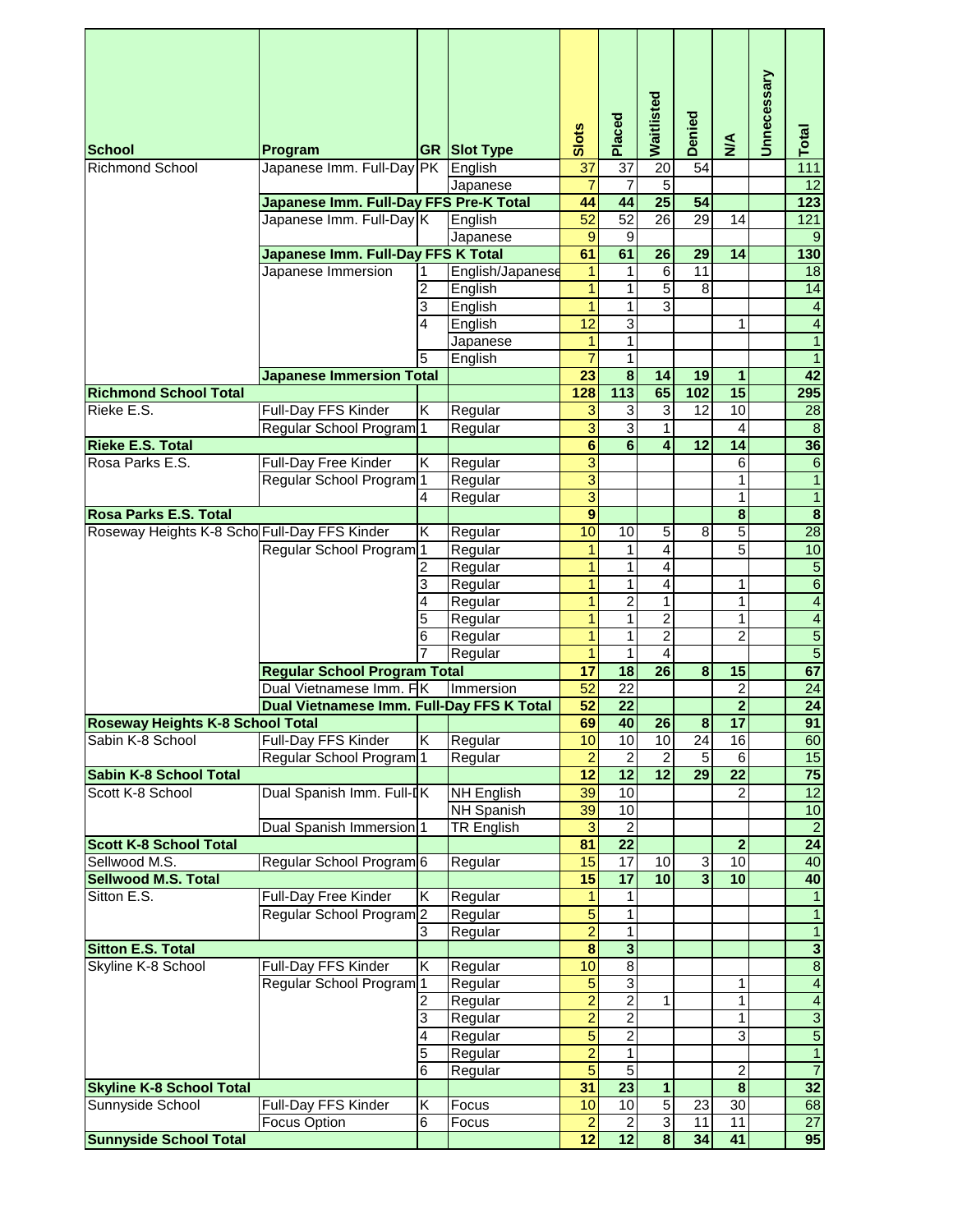| School | Program | GR | Slot Type | Slots | Placed | Waitlisted | Denied | N/A | Unnecessary | Total |
|---|---|---|---|---|---|---|---|---|---|---|
| Richmond School | Japanese Imm. Full-Day | PK | English | 37 | 37 | 20 | 54 | | | 111 |
| | | | Japanese | 7 | 7 | 5 | | | | 12 |
| | **Japanese Imm. Full-Day FFS Pre-K Total** | | | **44** | **44** | **25** | **54** | | | **123** |
| | Japanese Imm. Full-Day | K | English | 52 | 52 | 26 | 29 | 14 | | 121 |
| | | | Japanese | 9 | 9 | | | | | 9 |
| | **Japanese Imm. Full-Day FFS K Total** | | | **61** | **61** | **26** | **29** | **14** | | **130** |
| | Japanese Immersion | 1 | English/Japanese | 1 | 1 | 6 | 11 | | | 18 |
| | | 2 | English | 1 | 1 | 5 | 8 | | | 14 |
| | | 3 | English | 1 | 1 | 3 | | | | 4 |
| | | 4 | English | 12 | 3 | | | 1 | | 4 |
| | | | Japanese | 1 | 1 | | | | | 1 |
| | | 5 | English | 7 | 1 | | | | | 1 |
| | **Japanese Immersion Total** | | | **23** | **8** | **14** | **19** | **1** | | **42** |
| **Richmond School Total** | | | | **128** | **113** | **65** | **102** | **15** | | **295** |
| Rieke E.S. | Full-Day FFS Kinder | K | Regular | 3 | 3 | 3 | 12 | 10 | | 28 |
| | Regular School Program | 1 | Regular | 3 | 3 | 1 | | 4 | | 8 |
| **Rieke E.S. Total** | | | | **6** | **6** | **4** | **12** | **14** | | **36** |
| Rosa Parks E.S. | Full-Day Free Kinder | K | Regular | 3 | | | | 6 | | 6 |
| | Regular School Program | 1 | Regular | 3 | | | | 1 | | 1 |
| | | 4 | Regular | 3 | | | | 1 | | 1 |
| **Rosa Parks E.S. Total** | | | | **9** | | | | **8** | | **8** |
| Roseway Heights K-8 School | Full-Day FFS Kinder | K | Regular | 10 | 10 | 5 | 8 | 5 | | 28 |
| | Regular School Program | 1 | Regular | 1 | 1 | 4 | | 5 | | 10 |
| | | 2 | Regular | 1 | 1 | 4 | | | | 5 |
| | | 3 | Regular | 1 | 1 | 4 | | 1 | | 6 |
| | | 4 | Regular | 1 | 2 | 1 | | 1 | | 4 |
| | | 5 | Regular | 1 | 1 | 2 | | 1 | | 4 |
| | | 6 | Regular | 1 | 1 | 2 | | 2 | | 5 |
| | | 7 | Regular | 1 | 1 | 4 | | | | 5 |
| | **Regular School Program Total** | | | **17** | **18** | **26** | **8** | **15** | | **67** |
| | Dual Vietnamese Imm. Full-Day FFS | K | Immersion | 52 | 22 | | | 2 | | 24 |
| | **Dual Vietnamese Imm. Full-Day FFS K Total** | | | **52** | **22** | | | **2** | | **24** |
| **Roseway Heights K-8 School Total** | | | | **69** | **40** | **26** | **8** | **17** | | **91** |
| Sabin K-8 School | Full-Day FFS Kinder | K | Regular | 10 | 10 | 10 | 24 | 16 | | 60 |
| | Regular School Program | 1 | Regular | 2 | 2 | 2 | 5 | 6 | | 15 |
| **Sabin K-8 School Total** | | | | **12** | **12** | **12** | **29** | **22** | | **75** |
| Scott K-8 School | Dual Spanish Imm. Full-Day | K | NH English | 39 | 10 | | | 2 | | 12 |
| | | | NH Spanish | 39 | 10 | | | | | 10 |
| | Dual Spanish Immersion | 1 | TR English | 3 | 2 | | | | | 2 |
| **Scott K-8 School Total** | | | | **81** | **22** | | | **2** | | **24** |
| Sellwood M.S. | Regular School Program | 6 | Regular | 15 | 17 | 10 | 3 | 10 | | 40 |
| **Sellwood M.S. Total** | | | | **15** | **17** | **10** | **3** | **10** | | **40** |
| Sitton E.S. | Full-Day Free Kinder | K | Regular | 1 | 1 | | | | | 1 |
| | Regular School Program | 2 | Regular | 5 | 1 | | | | | 1 |
| | | 3 | Regular | 2 | 1 | | | | | 1 |
| **Sitton E.S. Total** | | | | **8** | **3** | | | | | **3** |
| Skyline K-8 School | Full-Day FFS Kinder | K | Regular | 10 | 8 | | | | | 8 |
| | Regular School Program | 1 | Regular | 5 | 3 | | | 1 | | 4 |
| | | 2 | Regular | 2 | 2 | 1 | | 1 | | 4 |
| | | 3 | Regular | 2 | 2 | | | 1 | | 3 |
| | | 4 | Regular | 5 | 2 | | | 3 | | 5 |
| | | 5 | Regular | 2 | 1 | | | | | 1 |
| | | 6 | Regular | 5 | 5 | | | 2 | | 7 |
| **Skyline K-8 School Total** | | | | **31** | **23** | **1** | | **8** | | **32** |
| Sunnyside School | Full-Day FFS Kinder | K | Focus | 10 | 10 | 5 | 23 | 30 | | 68 |
| | Focus Option | 6 | Focus | 2 | 2 | 3 | 11 | 11 | | 27 |
| **Sunnyside School Total** | | | | **12** | **12** | **8** | **34** | **41** | | **95** |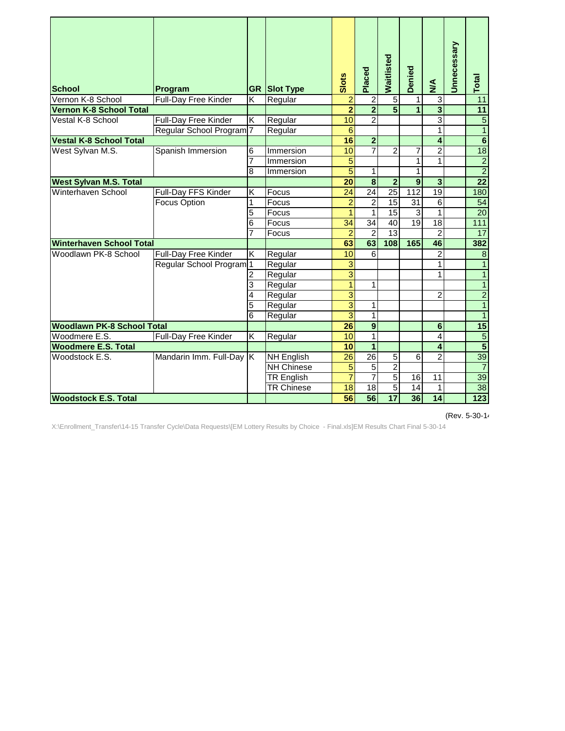| School | Program | GR | Slot Type | Slots | Placed | Waitlisted | Denied | N/A | Unnecessary | Total |
|---|---|---|---|---|---|---|---|---|---|---|
| Vernon K-8 School | Full-Day Free Kinder | K | Regular | 2 | 2 | 5 | 1 | 3 | | 11 |
| **Vernon K-8 School Total** | | | | **2** | **2** | **5** | **1** | **3** | | **11** |
| Vestal K-8 School | Full-Day Free Kinder | K | Regular | 10 | 2 | | | 3 | | 5 |
| | Regular School Program | 7 | Regular | 6 | | | | 1 | | 1 |
| **Vestal K-8 School Total** | | | | **16** | **2** | | | **4** | | **6** |
| West Sylvan M.S. | Spanish Immersion | 6 | Immersion | 10 | 7 | 2 | 7 | 2 | | 18 |
| | | 7 | Immersion | 5 | | | 1 | 1 | | 2 |
| | | 8 | Immersion | 5 | 1 | | 1 | | | 2 |
| **West Sylvan M.S. Total** | | | | **20** | **8** | **2** | **9** | **3** | | **22** |
| Winterhaven School | Full-Day FFS Kinder | K | Focus | 24 | 24 | 25 | 112 | 19 | | 180 |
| | Focus Option | 1 | Focus | 2 | 2 | 15 | 31 | 6 | | 54 |
| | | 5 | Focus | 1 | 1 | 15 | 3 | 1 | | 20 |
| | | 6 | Focus | 34 | 34 | 40 | 19 | 18 | | 111 |
| | | 7 | Focus | 2 | 2 | 13 | | 2 | | 17 |
| **Winterhaven School Total** | | | | **63** | **63** | **108** | **165** | **46** | | **382** |
| Woodlawn PK-8 School | Full-Day Free Kinder | K | Regular | 10 | 6 | | | 2 | | 8 |
| | Regular School Program | 1 | Regular | 3 | | | | 1 | | 1 |
| | | 2 | Regular | 3 | | | | 1 | | 1 |
| | | 3 | Regular | 1 | 1 | | | | | 1 |
| | | 4 | Regular | 3 | | | | 2 | | 2 |
| | | 5 | Regular | 3 | 1 | | | | | 1 |
| | | 6 | Regular | 3 | 1 | | | | | 1 |
| **Woodlawn PK-8 School Total** | | | | **26** | **9** | | | **6** | | **15** |
| Woodmere E.S. | Full-Day Free Kinder | K | Regular | 10 | 1 | | | 4 | | 5 |
| **Woodmere E.S. Total** | | | | **10** | **1** | | | **4** | | **5** |
| Woodstock E.S. | Mandarin Imm. Full-Day | K | NH English | 26 | 26 | 5 | 6 | 2 | | 39 |
| | | | NH Chinese | 5 | 5 | 2 | | | | 7 |
| | | | TR English | 7 | 7 | 5 | 16 | 11 | | 39 |
| | | | TR Chinese | 18 | 18 | 5 | 14 | 1 | | 38 |
| **Woodstock E.S. Total** | | | | **56** | **56** | **17** | **36** | **14** | | **123** |

(Rev. 5-30-14

X:\Enrollment_Transfer\14-15 Transfer Cycle\Data Requests\[EM Lottery Results by Choice - Final.xls]EM Results Chart Final 5-30-14